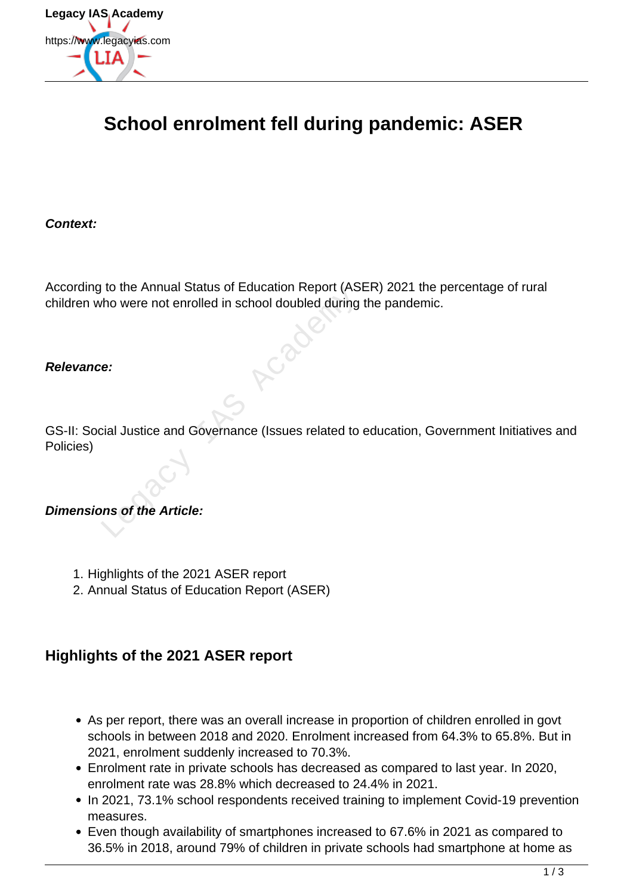# School enrolment fell during pandemic: ASER

***Context:***

According to the Annual Status of Education Report (ASER) 2021 the percentage of rural children who were not enrolled in school doubled during the pandemic.

***Relevance:***

GS-II: Social Justice and Governance (Issues related to education, Government Initiatives and Policies)

***Dimensions of the Article:***

1. Highlights of the 2021 ASER report
2. Annual Status of Education Report (ASER)

## Highlights of the 2021 ASER report

- As per report, there was an overall increase in proportion of children enrolled in govt schools in between 2018 and 2020. Enrolment increased from 64.3% to 65.8%. But in 2021, enrolment suddenly increased to 70.3%.
- Enrolment rate in private schools has decreased as compared to last year. In 2020, enrolment rate was 28.8% which decreased to 24.4% in 2021.
- In 2021, 73.1% school respondents received training to implement Covid-19 prevention measures.
- Even though availability of smartphones increased to 67.6% in 2021 as compared to 36.5% in 2018, around 79% of children in private schools had smartphone at home as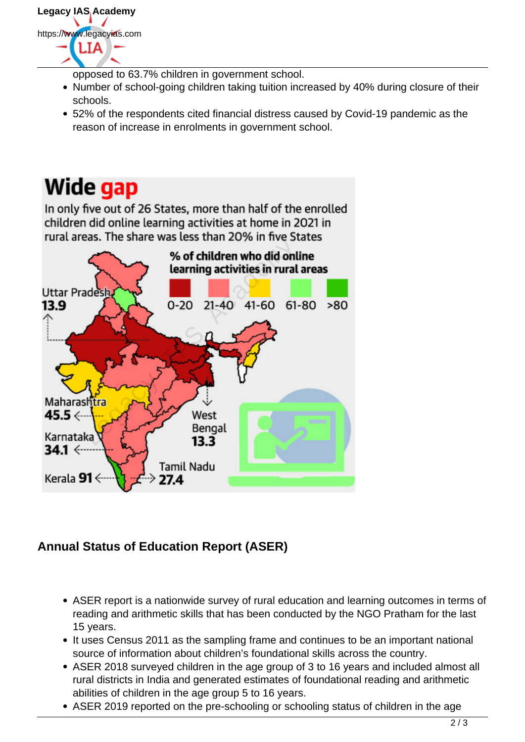opposed to 63.7% children in government school.

- Number of school-going children taking tuition increased by 40% during closure of their schools.
- 52% of the respondents cited financial distress caused by Covid-19 pandemic as the reason of increase in enrolments in government school.

**Wide gap**

In only five out of 26 States, more than half of the enrolled children did online learning activities at home in 2021 in rural areas. The share was less than 20% in five States

% of children who did online learning activities in rural areas

0-20 | 21-40 | 41-60 | 61-80 | >80

Uttar Pradesh 13.9

Maharashtra 45.5

Karnataka 34.1

Kerala 91

West Bengal 13.3

Tamil Nadu 27.4

## Annual Status of Education Report (ASER)

- ASER report is a nationwide survey of rural education and learning outcomes in terms of reading and arithmetic skills that has been conducted by the NGO Pratham for the last 15 years.
- It uses Census 2011 as the sampling frame and continues to be an important national source of information about children's foundational skills across the country.
- ASER 2018 surveyed children in the age group of 3 to 16 years and included almost all rural districts in India and generated estimates of foundational reading and arithmetic abilities of children in the age group 5 to 16 years.
- ASER 2019 reported on the pre-schooling or schooling status of children in the age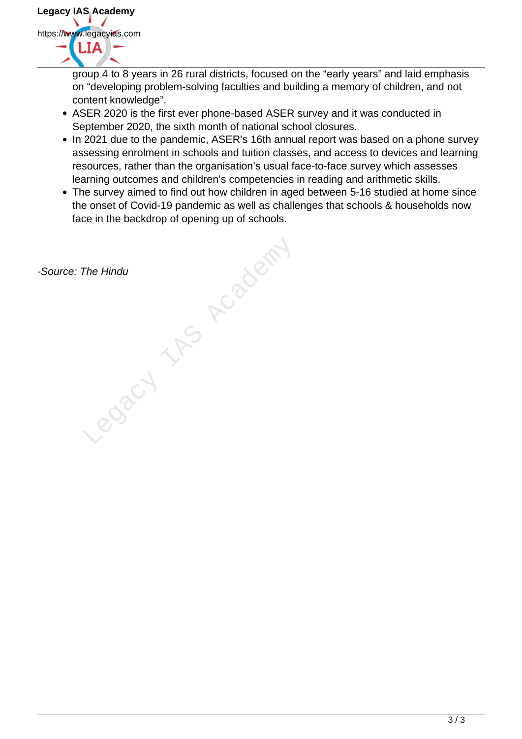group 4 to 8 years in 26 rural districts, focused on the "early years" and laid emphasis on "developing problem-solving faculties and building a memory of children, and not content knowledge".

- ASER 2020 is the first ever phone-based ASER survey and it was conducted in September 2020, the sixth month of national school closures.
- In 2021 due to the pandemic, ASER's 16th annual report was based on a phone survey assessing enrolment in schools and tuition classes, and access to devices and learning resources, rather than the organisation's usual face-to-face survey which assesses learning outcomes and children's competencies in reading and arithmetic skills.
- The survey aimed to find out how children in aged between 5-16 studied at home since the onset of Covid-19 pandemic as well as challenges that schools & households now face in the backdrop of opening up of schools.

*-Source: The Hindu*